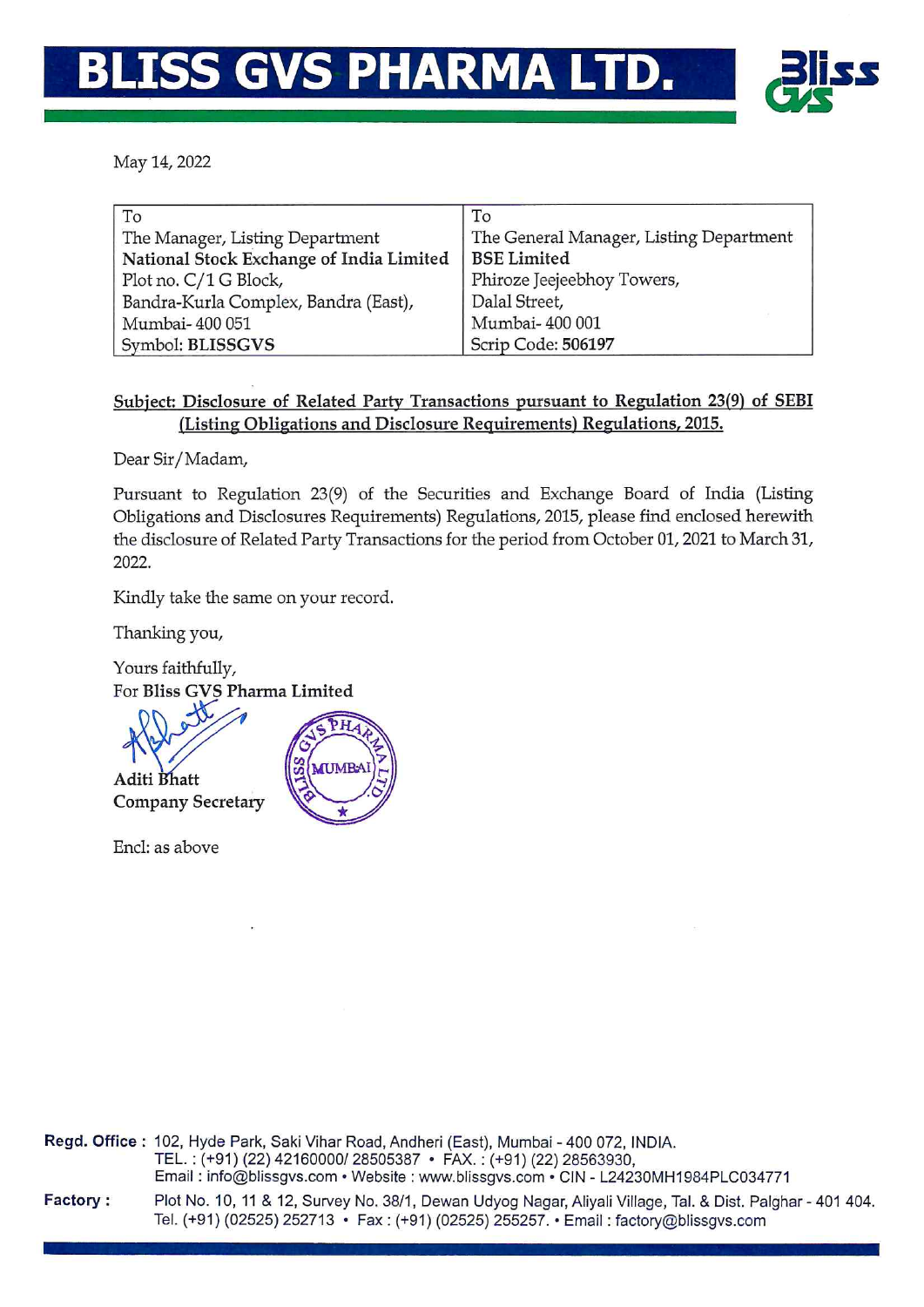# BLISS GVS PHARMA LTD.

May 14, 2022

| To | To |
|---|---|
| The Manager, Listing Department | The General Manager, Listing Department |
| **National Stock Exchange of India Limited** | **BSE Limited** |
| Plot no. C/1 G Block, | Phiroze Jeejeebhoy Towers, |
| Bandra-Kurla Complex, Bandra (East), | Dalal Street, |
| Mumbai- 400 051 | Mumbai- 400 001 |
| Symbol: **BLISSGVS** | Scrip Code: **506197** |

**Subject: Disclosure of Related Party Transactions pursuant to Regulation 23(9) of SEBI (Listing Obligations and Disclosure Requirements) Regulations, 2015.**

Dear Sir/Madam,

Pursuant to Regulation 23(9) of the Securities and Exchange Board of India (Listing Obligations and Disclosures Requirements) Regulations, 2015, please find enclosed herewith the disclosure of Related Party Transactions for the period from October 01, 2021 to March 31, 2022.

Kindly take the same on your record.

Thanking you,

Yours faithfully,
For **Bliss GVS Pharma Limited**

**Aditi Bhatt**
**Company Secretary**

Encl: as above

**Regd. Office :** 102, Hyde Park, Saki Vihar Road, Andheri (East), Mumbai - 400 072, INDIA.
TEL. : (+91) (22) 42160000/ 28505387 • FAX. : (+91) (22) 28563930,
Email : info@blissgvs.com • Website : www.blissgvs.com • CIN - L24230MH1984PLC034771

**Factory :** Plot No. 10, 11 & 12, Survey No. 38/1, Dewan Udyog Nagar, Aliyali Village, Tal. & Dist. Palghar - 401 404.
Tel. (+91) (02525) 252713 • Fax : (+91) (02525) 255257. • Email : factory@blissgvs.com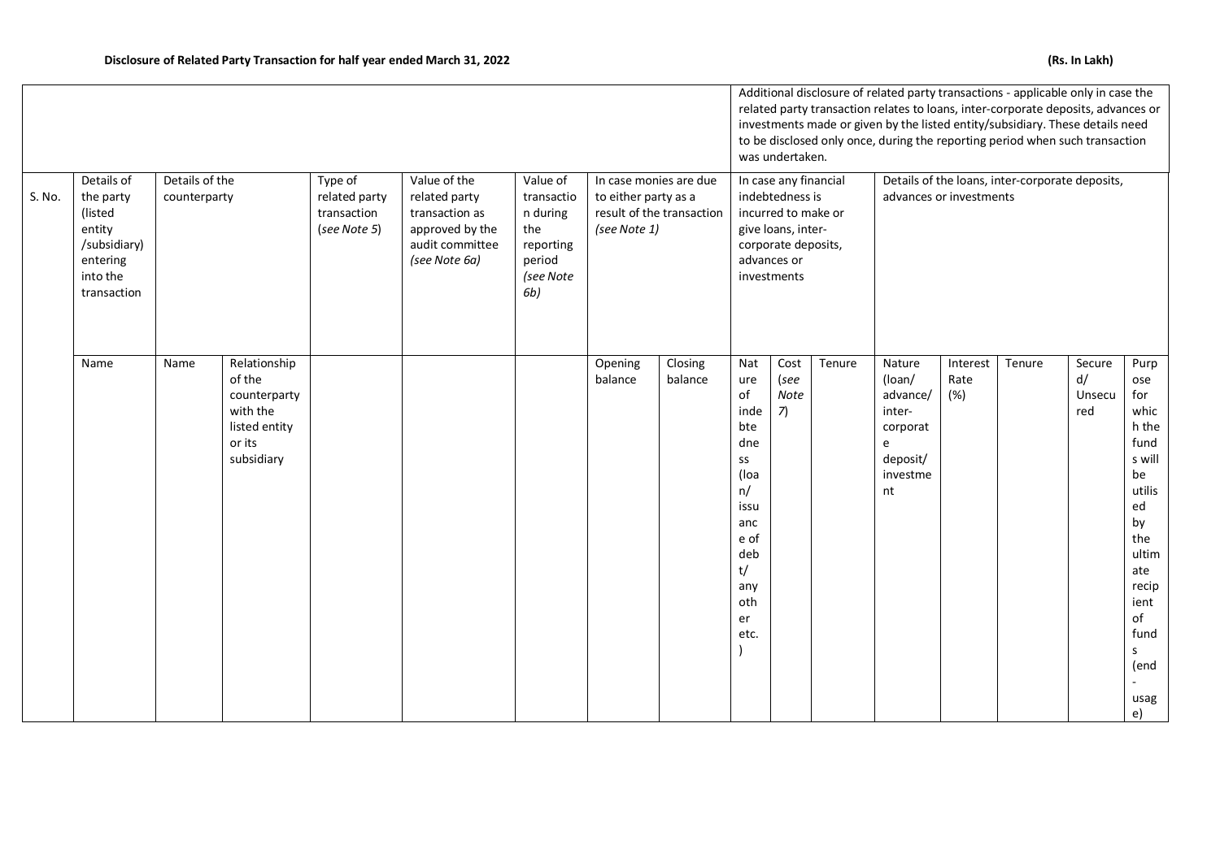**Disclosure of Related Party Transaction for half year ended March 31, 2022** **(Rs. In Lakh)**

| | | | | | | | | | | | | | | | | |
|---|---|---|---|---|---|---|---|---|---|---|---|---|---|---|---|---|
| | | | | | | | | | Additional disclosure of related party transactions - applicable only in case the related party transaction relates to loans, inter-corporate deposits, advances or investments made or given by the listed entity/subsidiary. These details need to be disclosed only once, during the reporting period when such transaction was undertaken. | | | | | | | |
| S. No. | Details of the party (listed entity /subsidiary) entering into the transaction | Details of the counterparty | | Type of related party transaction (*see Note 5*) | Value of the related party transaction as approved by the audit committee (*see Note 6a*) | Value of transaction during the reporting period (*see Note 6b*) | In case monies are due to either party as a result of the transaction (*see Note 1*) | | In case any financial indebtedness is incurred to make or give loans, inter-corporate deposits, advances or investments | | | Details of the loans, inter-corporate deposits, advances or investments | | | | |
| | Name | Name | Relationship of the counterparty with the listed entity or its subsidiary | | | | Opening balance | Closing balance | Nature of indebtedness (loan/ issuance of debt/ any other etc.) | Cost (*see Note 7*) | Tenure | Nature (loan/ advance/ inter-corporate deposit/ investment | Interest Rate (%) | Tenure | Secured/ Unsecured | Purpose for which the funds will be utilised by the ultimate recipient of funds (end-usage) |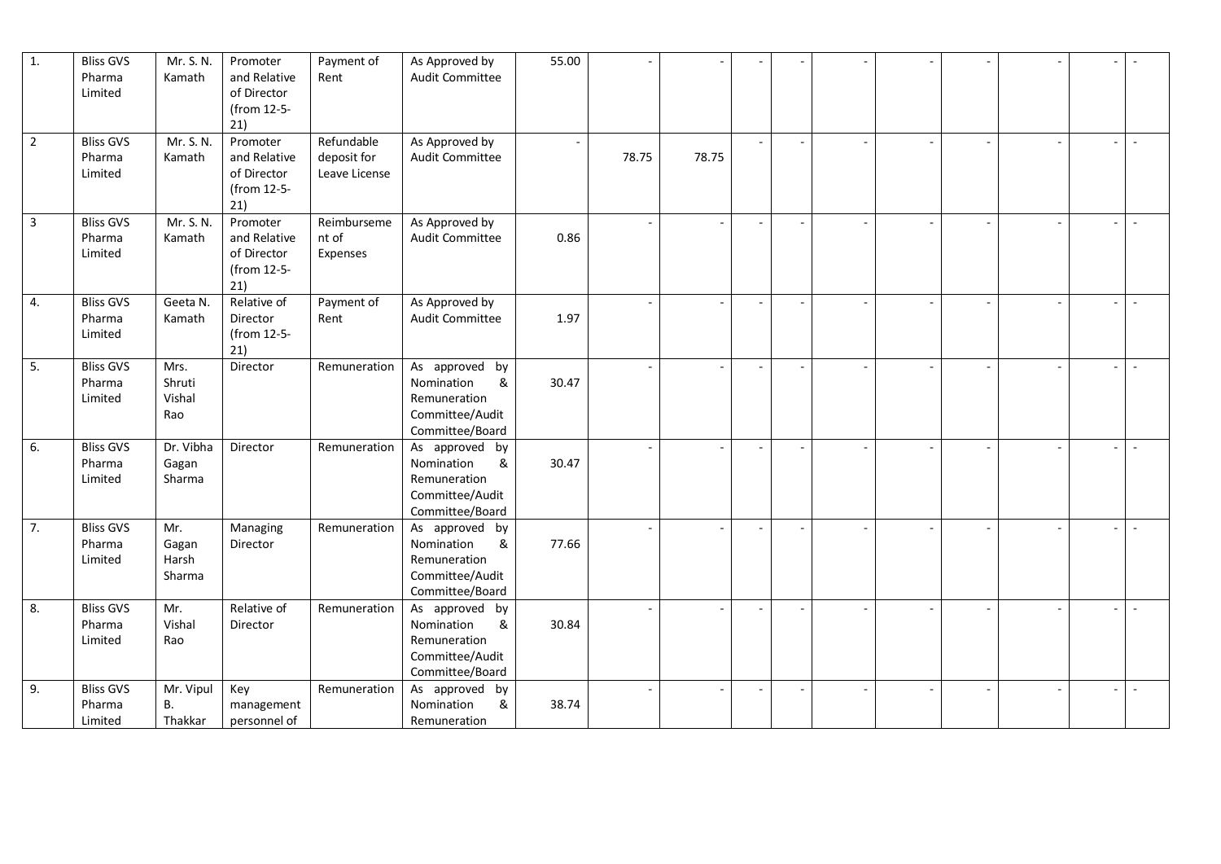| 1. | Bliss GVS Pharma Limited | Mr. S. N. Kamath | Promoter and Relative of Director (from 12-5-21) | Payment of Rent | As Approved by Audit Committee | 55.00 | - | - | - | - | - | - | - | - | - | - |
|---|---|---|---|---|---|---|---|---|---|---|---|---|---|---|---|---|
| 2 | Bliss GVS Pharma Limited | Mr. S. N. Kamath | Promoter and Relative of Director (from 12-5-21) | Refundable deposit for Leave License | As Approved by Audit Committee | - | 78.75 | 78.75 | - | - | - | - | - | - | - | - |
| 3 | Bliss GVS Pharma Limited | Mr. S. N. Kamath | Promoter and Relative of Director (from 12-5-21) | Reimbursement of Expenses | As Approved by Audit Committee | 0.86 | - | - | - | - | - | - | - | - | - | - |
| 4. | Bliss GVS Pharma Limited | Geeta N. Kamath | Relative of Director (from 12-5-21) | Payment of Rent | As Approved by Audit Committee | 1.97 | - | - | - | - | - | - | - | - | - | - |
| 5. | Bliss GVS Pharma Limited | Mrs. Shruti Vishal Rao | Director | Remuneration | As approved by Nomination & Remuneration Committee/Audit Committee/Board | 30.47 | - | - | - | - | - | - | - | - | - | - |
| 6. | Bliss GVS Pharma Limited | Dr. Vibha Gagan Sharma | Director | Remuneration | As approved by Nomination & Remuneration Committee/Audit Committee/Board | 30.47 | - | - | - | - | - | - | - | - | - | - |
| 7. | Bliss GVS Pharma Limited | Mr. Gagan Harsh Sharma | Managing Director | Remuneration | As approved by Nomination & Remuneration Committee/Audit Committee/Board | 77.66 | - | - | - | - | - | - | - | - | - | - |
| 8. | Bliss GVS Pharma Limited | Mr. Vishal Rao | Relative of Director | Remuneration | As approved by Nomination & Remuneration Committee/Audit Committee/Board | 30.84 | - | - | - | - | - | - | - | - | - | - |
| 9. | Bliss GVS Pharma Limited | Mr. Vipul B. Thakkar | Key management personnel of | Remuneration | As approved by Nomination & Remuneration | 38.74 | - | - | - | - | - | - | - | - | - | - |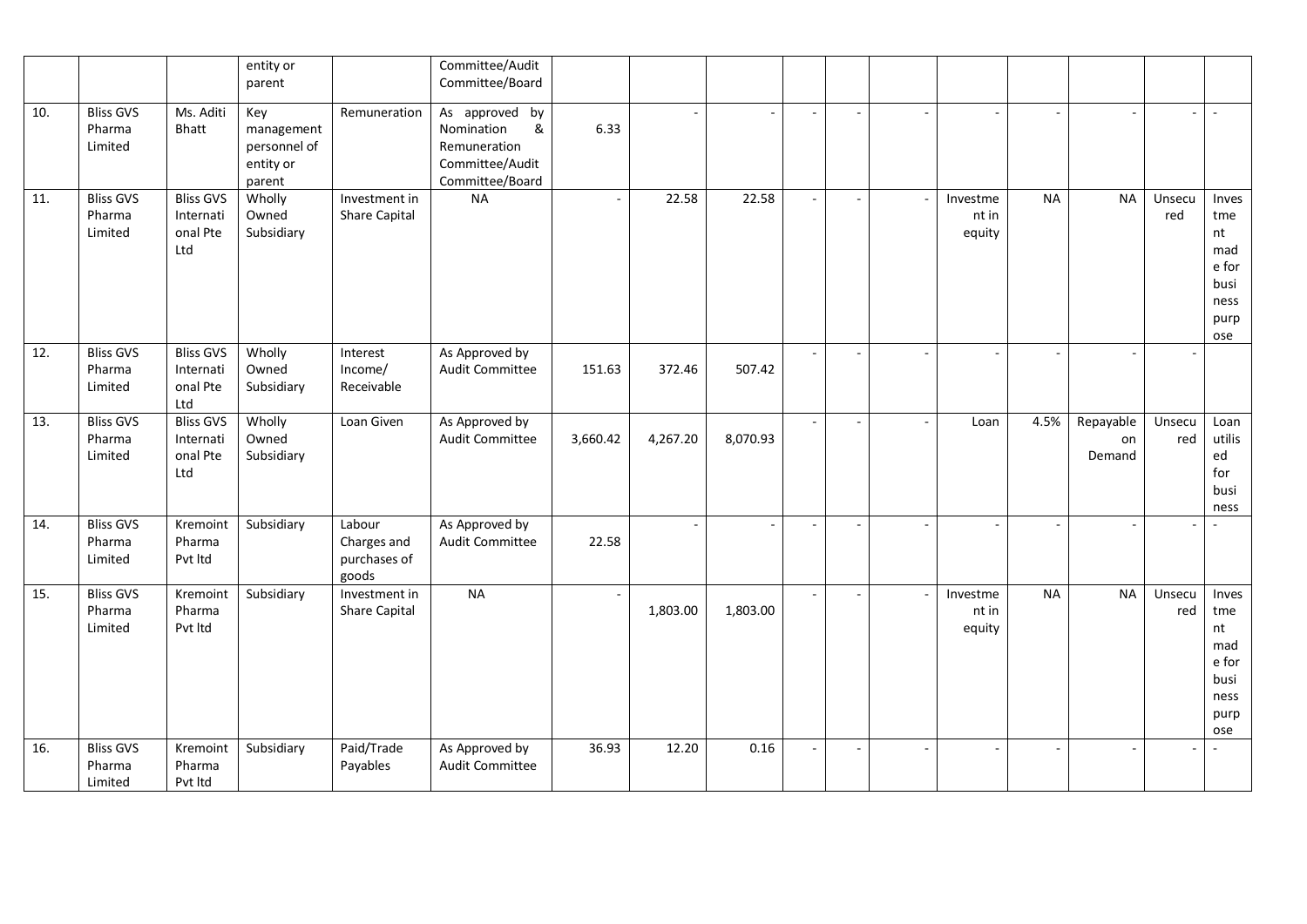| | | | entity or parent | | Committee/Audit Committee/Board | | | | | | | | | | | |
|---|---|---|---|---|---|---|---|---|---|---|---|---|---|---|---|---|
| 10. | Bliss GVS Pharma Limited | Ms. Aditi Bhatt | Key management personnel of entity or parent | Remuneration | As approved by Nomination & Remuneration Committee/Audit Committee/Board | 6.33 | - | - | - | - | - | - | - | - | - | - |
| 11. | Bliss GVS Pharma Limited | Bliss GVS International Pte Ltd | Wholly Owned Subsidiary | Investment in Share Capital | NA | - | 22.58 | 22.58 | - | - | - | Investment in equity | NA | NA | Unsecured | Investment made for business purpose |
| 12. | Bliss GVS Pharma Limited | Bliss GVS International Pte Ltd | Wholly Owned Subsidiary | Interest Income/ Receivable | As Approved by Audit Committee | 151.63 | 372.46 | 507.42 | - | - | - | - | - | - | - | |
| 13. | Bliss GVS Pharma Limited | Bliss GVS International Pte Ltd | Wholly Owned Subsidiary | Loan Given | As Approved by Audit Committee | 3,660.42 | 4,267.20 | 8,070.93 | - | - | - | Loan | 4.5% | Repayable on Demand | Unsecured | Loan utilised for business |
| 14. | Bliss GVS Pharma Limited | Kremoint Pharma Pvt ltd | Subsidiary | Labour Charges and purchases of goods | As Approved by Audit Committee | 22.58 | - | - | - | - | - | - | - | - | - | - |
| 15. | Bliss GVS Pharma Limited | Kremoint Pharma Pvt ltd | Subsidiary | Investment in Share Capital | NA | - | 1,803.00 | 1,803.00 | - | - | - | Investment in equity | NA | NA | Unsecured | Investment made for business purpose |
| 16. | Bliss GVS Pharma Limited | Kremoint Pharma Pvt ltd | Subsidiary | Paid/Trade Payables | As Approved by Audit Committee | 36.93 | 12.20 | 0.16 | - | - | - | - | - | - | - | - |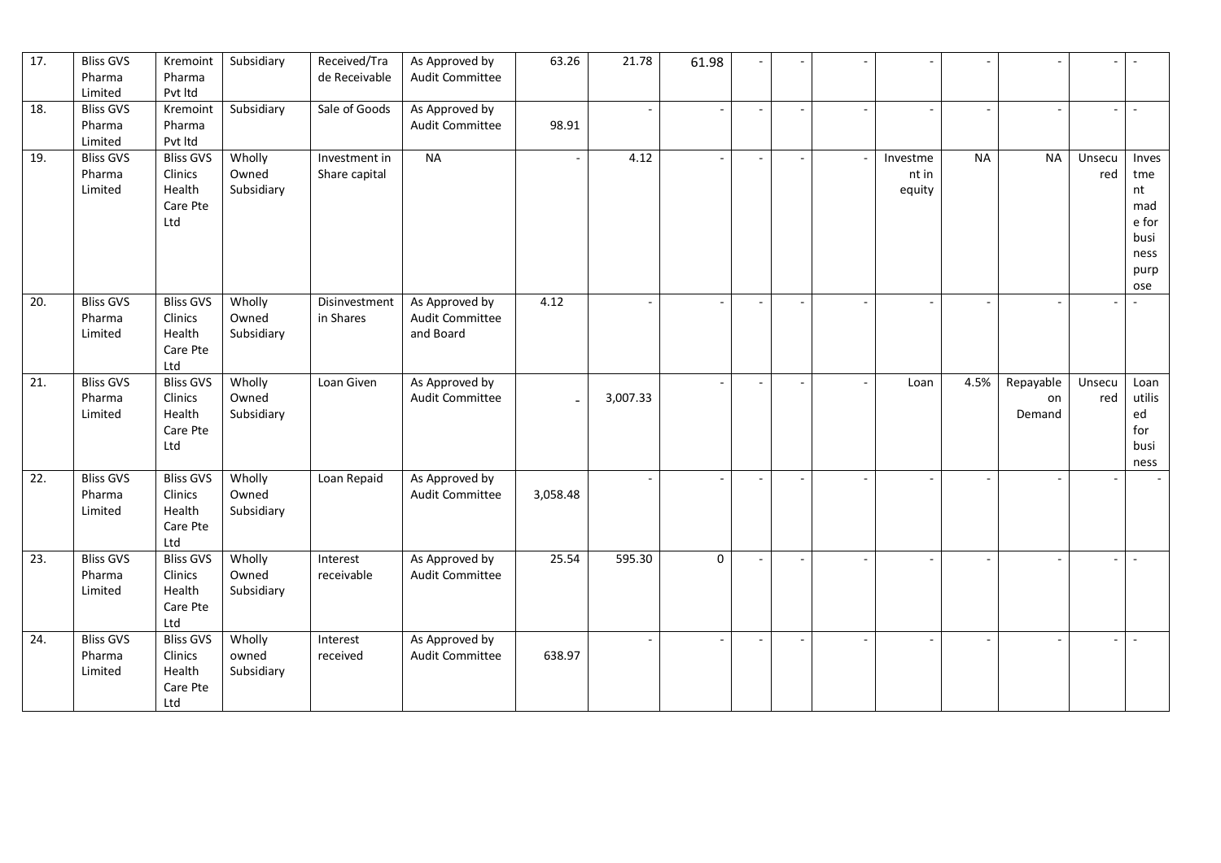| 17. | Bliss GVS Pharma Limited | Kremoint Pharma Pvt ltd | Subsidiary | Received/Trade Receivable | As Approved by Audit Committee | 63.26 | 21.78 | 61.98 | - | - | - | - | - | - | - | - |
|---|---|---|---|---|---|---|---|---|---|---|---|---|---|---|---|---|
| 18. | Bliss GVS Pharma Limited | Kremoint Pharma Pvt ltd | Subsidiary | Sale of Goods | As Approved by Audit Committee | 98.91 | - | - | - | - | - | - | - | - | - | - |
| 19. | Bliss GVS Pharma Limited | Bliss GVS Clinics Health Care Pte Ltd | Wholly Owned Subsidiary | Investment in Share capital | NA | - | 4.12 | - | - | - | - | Investment in equity | NA | NA | Unsecured | Investment made for business purpose |
| 20. | Bliss GVS Pharma Limited | Bliss GVS Clinics Health Care Pte Ltd | Wholly Owned Subsidiary | Disinvestment in Shares | As Approved by Audit Committee and Board | 4.12 | - | - | - | - | - | - | - | - | - | - |
| 21. | Bliss GVS Pharma Limited | Bliss GVS Clinics Health Care Pte Ltd | Wholly Owned Subsidiary | Loan Given | As Approved by Audit Committee | - | 3,007.33 | - | - | - | - | Loan | 4.5% | Repayable on Demand | Unsecured | Loan utilised for business |
| 22. | Bliss GVS Pharma Limited | Bliss GVS Clinics Health Care Pte Ltd | Wholly Owned Subsidiary | Loan Repaid | As Approved by Audit Committee | 3,058.48 | - | - | - | - | - | - | - | - | - | - |
| 23. | Bliss GVS Pharma Limited | Bliss GVS Clinics Health Care Pte Ltd | Wholly Owned Subsidiary | Interest receivable | As Approved by Audit Committee | 25.54 | 595.30 | 0 | - | - | - | - | - | - | - | - |
| 24. | Bliss GVS Pharma Limited | Bliss GVS Clinics Health Care Pte Ltd | Wholly owned Subsidiary | Interest received | As Approved by Audit Committee | 638.97 | - | - | - | - | - | - | - | - | - | - |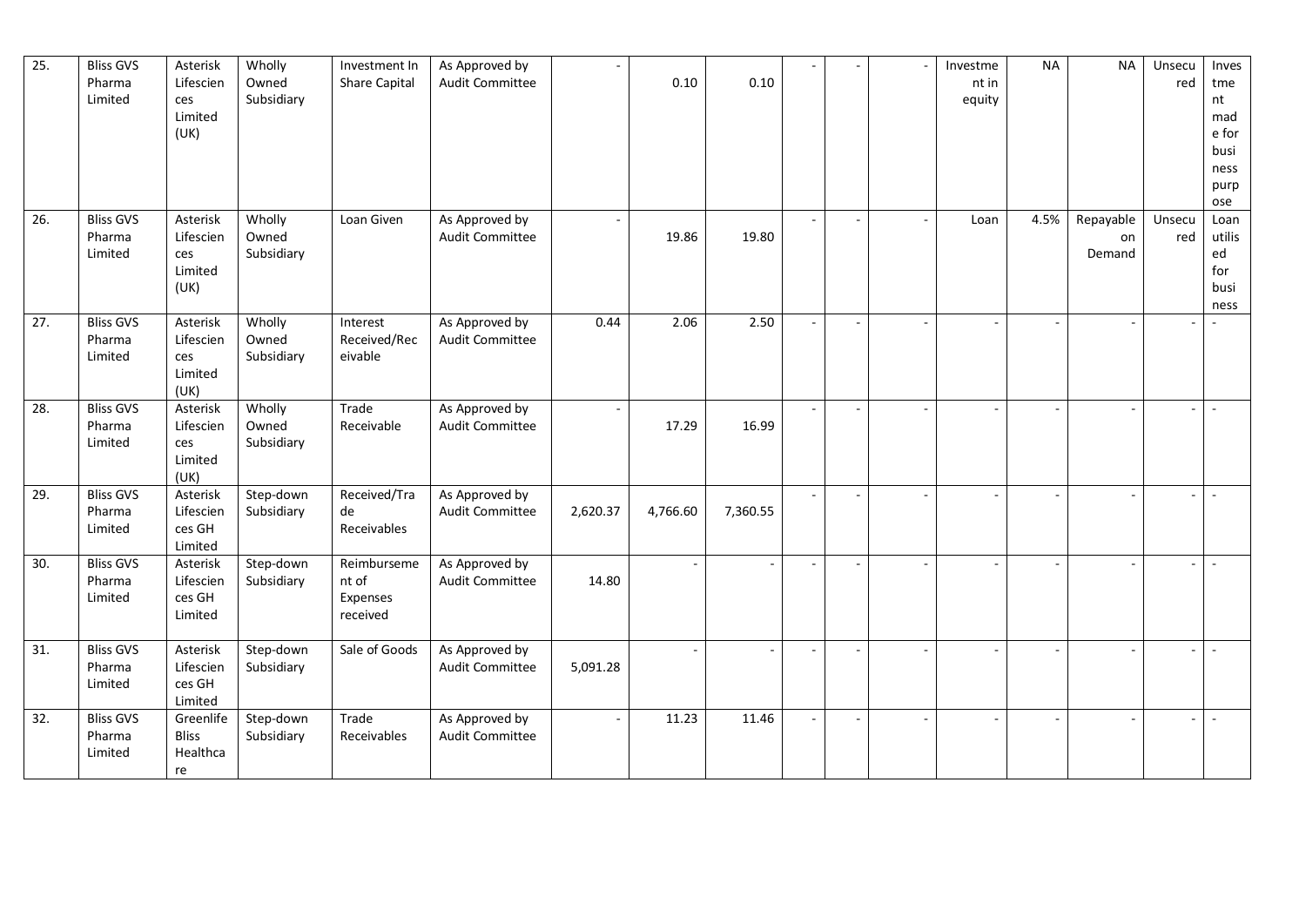| 25. | Bliss GVS Pharma Limited | Asterisk Lifesciences Limited (UK) | Wholly Owned Subsidiary | Investment In Share Capital | As Approved by Audit Committee | - | 0.10 | 0.10 | - | - | - | Investment in equity | NA | NA | Unsecured | Investment made for business purpose |
|---|---|---|---|---|---|---|---|---|---|---|---|---|---|---|---|---|
| 26. | Bliss GVS Pharma Limited | Asterisk Lifesciences Limited (UK) | Wholly Owned Subsidiary | Loan Given | As Approved by Audit Committee | - | 19.86 | 19.80 | - | - | - | Loan | 4.5% | Repayable on Demand | Unsecured | Loan utilised for business |
| 27. | Bliss GVS Pharma Limited | Asterisk Lifesciences Limited (UK) | Wholly Owned Subsidiary | Interest Received/Receivable | As Approved by Audit Committee | 0.44 | 2.06 | 2.50 | - | - | - | - | - | - | - | - |
| 28. | Bliss GVS Pharma Limited | Asterisk Lifesciences Limited (UK) | Wholly Owned Subsidiary | Trade Receivable | As Approved by Audit Committee | - | 17.29 | 16.99 | - | - | - | - | - | - | - | - |
| 29. | Bliss GVS Pharma Limited | Asterisk Lifesciences GH Limited | Step-down Subsidiary | Received/Trade Receivables | As Approved by Audit Committee | 2,620.37 | 4,766.60 | 7,360.55 | - | - | - | - | - | - | - | - |
| 30. | Bliss GVS Pharma Limited | Asterisk Lifesciences GH Limited | Step-down Subsidiary | Reimbursement of Expenses received | As Approved by Audit Committee | 14.80 | - | - | - | - | - | - | - | - | - | - |
| 31. | Bliss GVS Pharma Limited | Asterisk Lifesciences GH Limited | Step-down Subsidiary | Sale of Goods | As Approved by Audit Committee | 5,091.28 | - | - | - | - | - | - | - | - | - | - |
| 32. | Bliss GVS Pharma Limited | Greenlife Bliss Healthcare | Step-down Subsidiary | Trade Receivables | As Approved by Audit Committee | - | 11.23 | 11.46 | - | - | - | - | - | - | - | - |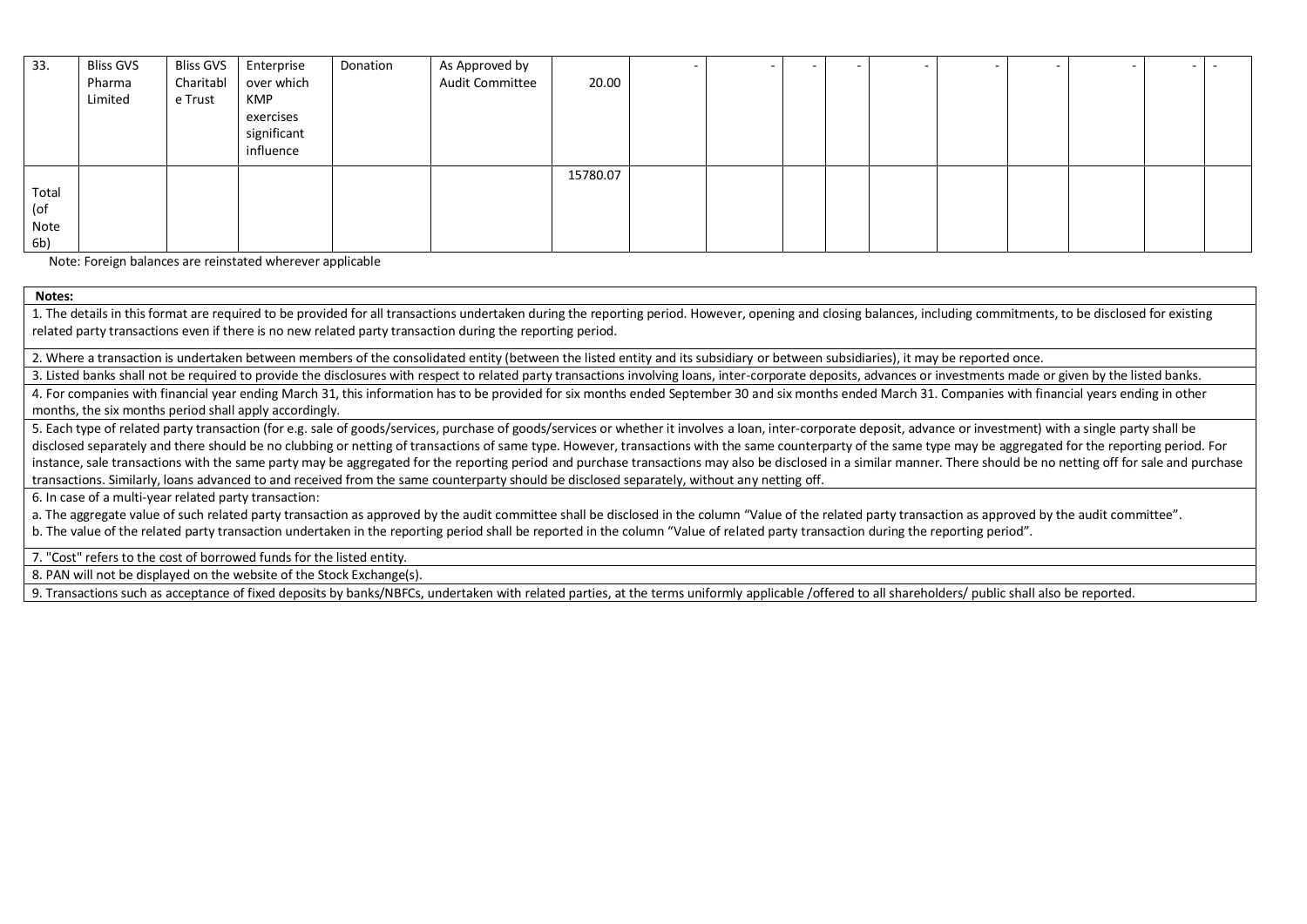| | | | | | | | | | | | | | | | | |
|---|---|---|---|---|---|---|---|---|---|---|---|---|---|---|---|---|
| 33. | Bliss GVS Pharma Limited | Bliss GVS Charitable Trust | Enterprise over which KMP exercises significant influence | Donation | As Approved by Audit Committee | 20.00 | - | - | - | - | - | - | - | - | - | - |
| Total (of Note 6b) | | | | | | 15780.07 | | | | | | | | | | |

Note: Foreign balances are reinstated wherever applicable

| Notes: |
|---|
| 1. The details in this format are required to be provided for all transactions undertaken during the reporting period. However, opening and closing balances, including commitments, to be disclosed for existing related party transactions even if there is no new related party transaction during the reporting period. |
| 2. Where a transaction is undertaken between members of the consolidated entity (between the listed entity and its subsidiary or between subsidiaries), it may be reported once. |
| 3. Listed banks shall not be required to provide the disclosures with respect to related party transactions involving loans, inter-corporate deposits, advances or investments made or given by the listed banks. |
| 4. For companies with financial year ending March 31, this information has to be provided for six months ended September 30 and six months ended March 31. Companies with financial years ending in other months, the six months period shall apply accordingly. |
| 5. Each type of related party transaction (for e.g. sale of goods/services, purchase of goods/services or whether it involves a loan, inter-corporate deposit, advance or investment) with a single party shall be disclosed separately and there should be no clubbing or netting of transactions of same type. However, transactions with the same counterparty of the same type may be aggregated for the reporting period. For instance, sale transactions with the same party may be aggregated for the reporting period and purchase transactions may also be disclosed in a similar manner. There should be no netting off for sale and purchase transactions. Similarly, loans advanced to and received from the same counterparty should be disclosed separately, without any netting off. |
| 6. In case of a multi-year related party transaction:<br>a. The aggregate value of such related party transaction as approved by the audit committee shall be disclosed in the column "Value of the related party transaction as approved by the audit committee".<br>b. The value of the related party transaction undertaken in the reporting period shall be reported in the column "Value of related party transaction during the reporting period". |
| 7. "Cost" refers to the cost of borrowed funds for the listed entity. |
| 8. PAN will not be displayed on the website of the Stock Exchange(s). |
| 9. Transactions such as acceptance of fixed deposits by banks/NBFCs, undertaken with related parties, at the terms uniformly applicable /offered to all shareholders/ public shall also be reported. |